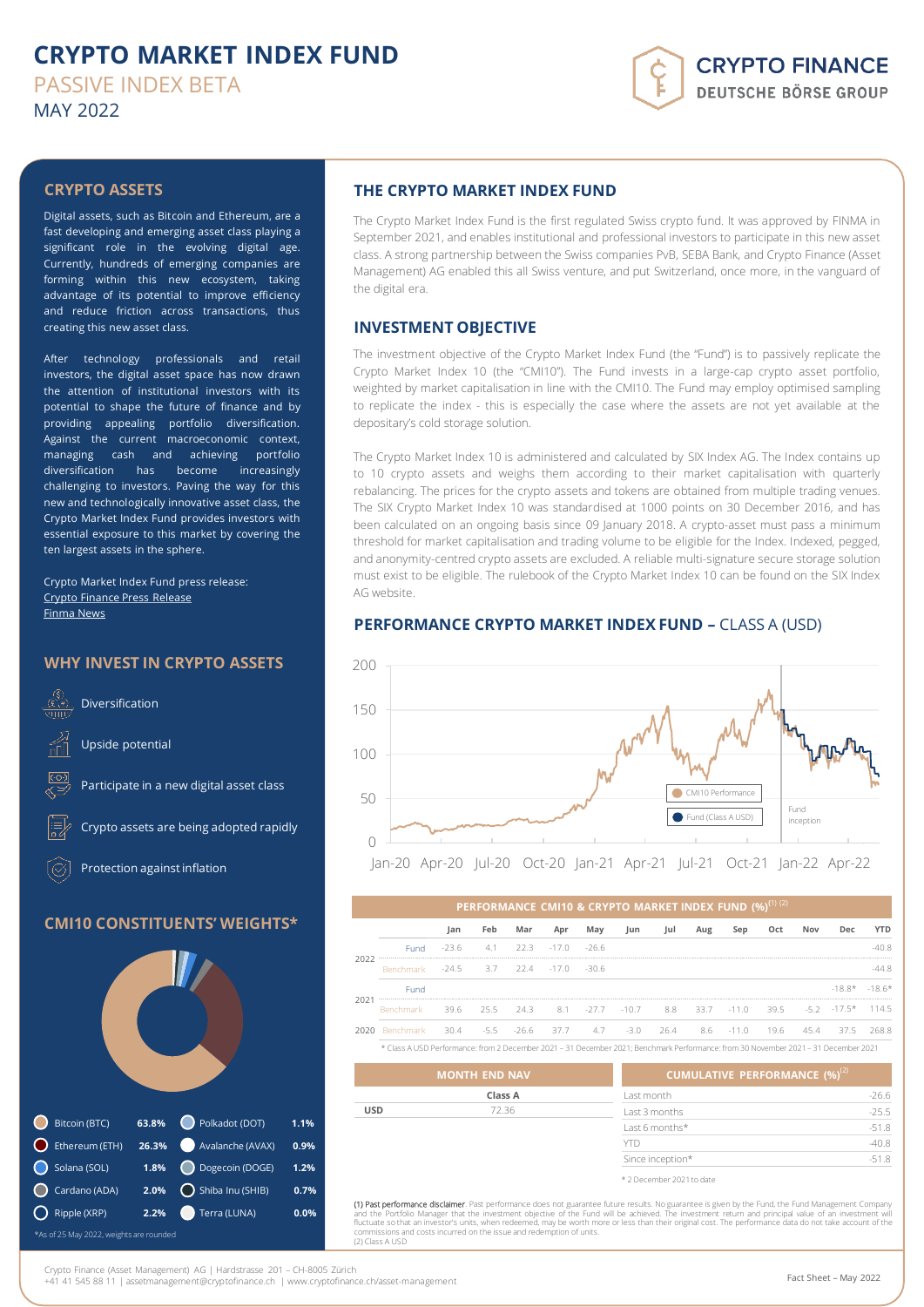# CRYPTO MARKET INDEX FUND

PASSIVE INDEX BETA

MAY 2022

CRYPTO FINANCE
DEUTSCHE BÖRSE GROUP

## CRYPTO ASSETS

Digital assets, such as Bitcoin and Ethereum, are a fast developing and emerging asset class playing a significant role in the evolving digital age. Currently, hundreds of emerging companies are forming within this new ecosystem, taking advantage of its potential to improve efficiency and reduce friction across transactions, thus creating this new asset class.

After technology professionals and retail investors, the digital asset space has now drawn the attention of institutional investors with its potential to shape the future of finance and by providing appealing portfolio diversification. Against the current macroeconomic context, managing cash and achieving portfolio diversification has become increasingly challenging to investors. Paving the way for this new and technologically innovative asset class, the Crypto Market Index Fund provides investors with essential exposure to this market by covering the ten largest assets in the sphere.

Crypto Market Index Fund press release:
Crypto Finance Press Release
Finma News

## WHY INVEST IN CRYPTO ASSETS

- Diversification
- Upside potential
- Participate in a new digital asset class
- Crypto assets are being adopted rapidly
- Protection against inflation

## CMI10 CONSTITUENTS' WEIGHTS*

| Asset | Weight | Asset | Weight |
|---|---|---|---|
| Bitcoin (BTC) | 63.8% | Polkadot (DOT) | 1.1% |
| Ethereum (ETH) | 26.3% | Avalanche (AVAX) | 0.9% |
| Solana (SOL) | 1.8% | Dogecoin (DOGE) | 1.2% |
| Cardano (ADA) | 2.0% | Shiba Inu (SHIB) | 0.7% |
| Ripple (XRP) | 2.2% | Terra (LUNA) | 0.0% |

*As of 25 May 2022, weights are rounded

## THE CRYPTO MARKET INDEX FUND

The Crypto Market Index Fund is the first regulated Swiss crypto fund. It was approved by FINMA in September 2021, and enables institutional and professional investors to participate in this new asset class. A strong partnership between the Swiss companies PvB, SEBA Bank, and Crypto Finance (Asset Management) AG enabled this all Swiss venture, and put Switzerland, once more, in the vanguard of the digital era.

## INVESTMENT OBJECTIVE

The investment objective of the Crypto Market Index Fund (the "Fund") is to passively replicate the Crypto Market Index 10 (the "CMI10"). The Fund invests in a large-cap crypto asset portfolio, weighted by market capitalisation in line with the CMI10. The Fund may employ optimised sampling to replicate the index - this is especially the case where the assets are not yet available at the depositary's cold storage solution.

The Crypto Market Index 10 is administered and calculated by SIX Index AG. The Index contains up to 10 crypto assets and weighs them according to their market capitalisation with quarterly rebalancing. The prices for the crypto assets and tokens are obtained from multiple trading venues. The SIX Crypto Market Index 10 was standardised at 1000 points on 30 December 2016, and has been calculated on an ongoing basis since 09 January 2018. A crypto-asset must pass a minimum threshold for market capitalisation and trading volume to be eligible for the Index. Indexed, pegged, and anonymity-centred crypto assets are excluded. A reliable multi-signature secure storage solution must exist to be eligible. The rulebook of the Crypto Market Index 10 can be found on the SIX Index AG website.

## PERFORMANCE CRYPTO MARKET INDEX FUND – CLASS A (USD)

(Chart: CMI10 Performance and Fund (Class A USD), Jan-20 to Apr-22; Fund inception marked)

### PERFORMANCE CMI10 & CRYPTO MARKET INDEX FUND (%)(1) (2)

| Year | | Jan | Feb | Mar | Apr | May | Jun | Jul | Aug | Sep | Oct | Nov | Dec | YTD |
|---|---|---|---|---|---|---|---|---|---|---|---|---|---|---|
| 2022 | Fund | -23.6 | 4.1 | 22.3 | -17.0 | -26.6 | | | | | | | | -40.8 |
| | Benchmark | -24.5 | 3.7 | 22.4 | -17.0 | -30.6 | | | | | | | | -44.8 |
| 2021 | Fund | | | | | | | | | | | | -18.8* | -18.6* |
| | Benchmark | 39.6 | 25.5 | 24.3 | 8.1 | -27.7 | -10.7 | 8.8 | 33.7 | -11.0 | 39.5 | -5.2 | -17.5* | 114.5 |
| 2020 | Benchmark | 30.4 | -5.5 | -26.6 | 37.7 | 4.7 | -3.0 | 26.4 | 8.6 | -11.0 | 19.6 | 45.4 | 37.5 | 268.8 |

\* Class A USD Performance: from 2 December 2021 – 31 December 2021; Benchmark Performance: from 30 November 2021 – 31 December 2021

### MONTH END NAV

| | Class A |
|---|---|
| USD | 72.36 |

### CUMULATIVE PERFORMANCE (%)(2)

| | |
|---|---|
| Last month | -26.6 |
| Last 3 months | -25.5 |
| Last 6 months* | -51.8 |
| YTD | -40.8 |
| Since inception* | -51.8 |

\* 2 December 2021 to date

**(1) Past performance disclaimer**. Past performance does not guarantee future results. No guarantee is given by the Fund, the Fund Management Company and the Portfolio Manager that the investment objective of the Fund will be achieved. The investment return and principal value of an investment will fluctuate so that an investor's units, when redeemed, may be worth more or less than their original cost. The performance data do not take account of the commissions and costs incurred on the issue and redemption of units.
(2) Class A USD

Crypto Finance (Asset Management) AG | Hardstrasse 201 – CH-8005 Zürich
+41 41 545 88 11 | assetmanagement@cryptofinance.ch | www.cryptofinance.ch/asset-management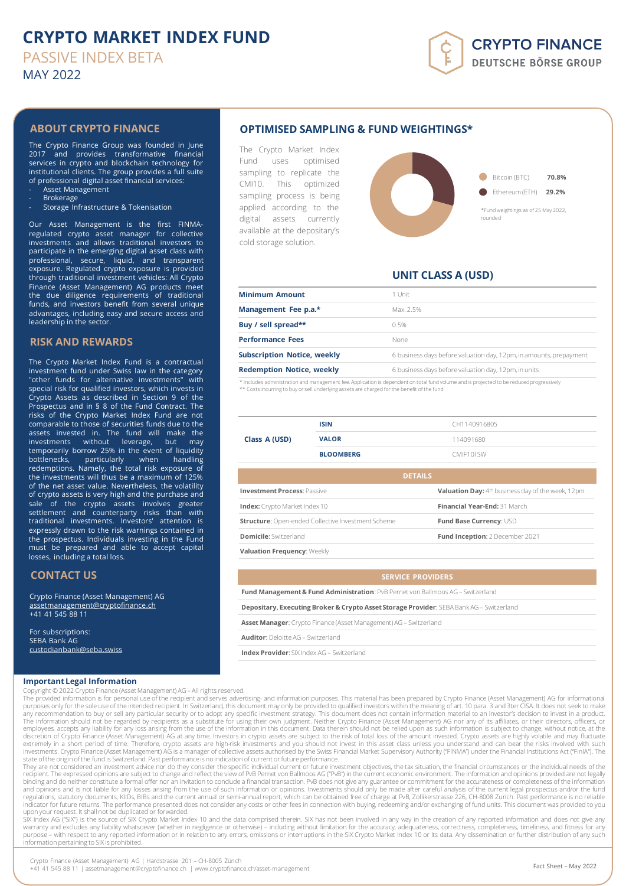# CRYPTO MARKET INDEX FUND

PASSIVE INDEX BETA

MAY 2022

CRYPTO FINANCE
DEUTSCHE BÖRSE GROUP

## ABOUT CRYPTO FINANCE

The Crypto Finance Group was founded in June 2017 and provides transformative financial services in crypto and blockchain technology for institutional clients. The group provides a full suite of professional digital asset financial services:

- Asset Management
- Brokerage
- Storage Infrastructure & Tokenisation

Our Asset Management is the first FINMA-regulated crypto asset manager for collective investments and allows traditional investors to participate in the emerging digital asset class with professional, secure, liquid, and transparent exposure. Regulated crypto exposure is provided through traditional investment vehicles: All Crypto Finance (Asset Management) AG products meet the due diligence requirements of traditional funds, and investors benefit from several unique advantages, including easy and secure access and leadership in the sector.

## RISK AND REWARDS

The Crypto Market Index Fund is a contractual investment fund under Swiss law in the category "other funds for alternative investments" with special risk for qualified investors, which invests in Crypto Assets as described in Section 9 of the Prospectus and in § 8 of the Fund Contract. The risks of the Crypto Market Index Fund are not comparable to those of securities funds due to the assets invested in. The fund will make the investments without leverage, but may temporarily borrow 25% in the event of liquidity bottlenecks, particularly when handling redemptions. Namely, the total risk exposure of the investments will thus be a maximum of 125% of the net asset value. Nevertheless, the volatility of crypto assets is very high and the purchase and sale of the crypto assets involves greater settlement and counterparty risks than with traditional investments. Investors' attention is expressly drawn to the risk warnings contained in the prospectus. Individuals investing in the Fund must be prepared and able to accept capital losses, including a total loss.

## CONTACT US

Crypto Finance (Asset Management) AG
assetmanagement@cryptofinance.ch
+41 41 545 88 11

For subscriptions:
SEBA Bank AG
custodianbank@seba.swiss

## OPTIMISED SAMPLING & FUND WEIGHTINGS*

The Crypto Market Index Fund uses optimised sampling to replicate the CMI10. This optimized sampling process is being applied according to the digital assets currently available at the depositary's cold storage solution.

Bitcoin (BTC) 70.8%
Ethereum (ETH) 29.2%

*Fund weightings as of 25 May 2022, rounded

## UNIT CLASS A (USD)

| | |
|---|---|
| **Minimum Amount** | 1 Unit |
| **Management Fee p.a.*** | Max. 2.5% |
| **Buy / sell spread**** | 0.5% |
| **Performance Fees** | None |
| **Subscription Notice, weekly** | 6 business days before valuation day, 12pm, in amounts, prepayment |
| **Redemption Notice, weekly** | 6 business days before valuation day, 12pm, in units |

\* Includes administration and management fee. Application is dependent on total fund volume and is projected to be reduced progressively
** Costs incurring to buy or sell underlying assets are charged for the benefit of the fund

| | | |
|---|---|---|
| **Class A (USD)** | **ISIN** | CH1140916805 |
| | **VALOR** | 114091680 |
| | **BLOOMBERG** | CMIF10I SW |

| DETAILS | |
|---|---|
| **Investment Process**: Passive | **Valuation Day:** 4th business day of the week, 12pm |
| **Index:** Crypto Market Index 10 | **Financial Year-End:** 31 March |
| **Structure**: Open-ended Collective Investment Scheme | **Fund Base Currency**: USD |
| **Domicile**: Switzerland | **Fund Inception**: 2 December 2021 |
| **Valuation Frequency**: Weekly | |

| SERVICE PROVIDERS |
|---|
| **Fund Management & Fund Administration**: PvB Pernet von Ballmoos AG – Switzerland |
| **Depositary, Executing Broker & Crypto Asset Storage Provider**: SEBA Bank AG – Switzerland |
| **Asset Manager**: Crypto Finance (Asset Management) AG – Switzerland |
| **Auditor**: Deloitte AG – Switzerland |
| **Index Provider**: SIX Index AG – Switzerland |

### Important Legal Information

Copyright © 2022 Crypto Finance (Asset Management) AG – All rights reserved.

The provided information is for personal use of the recipient and serves advertising- and information purposes. This material has been prepared by Crypto Finance (Asset Management) AG for informational purposes only for the sole use of the intended recipient. In Switzerland, this document may only be provided to qualified investors within the meaning of art. 10 para. 3 and 3ter CISA. It does not seek to make any recommendation to buy or sell any particular security or to adopt any specific investment strategy. This document does not contain information material to an investor's decision to invest in a product. The information should not be regarded by recipients as a substitute for using their own judgment. Neither Crypto Finance (Asset Management) AG nor any of its affiliates, or their directors, officers, or employees, accepts any liability for any loss arising from the use of the information in this document. Data therein should not be relied upon as such information is subject to change, without notice, at the discretion of Crypto Finance (Asset Management) AG at any time. Investors in crypto assets are subject to the risk of total loss of the amount invested. Crypto assets are highly volatile and may fluctuate extremely in a short period of time. Therefore, crypto assets are high-risk investments and you should not invest in this asset class unless you understand and can bear the risks involved with such investments. Crypto Finance (Asset Management) AG is a manager of collective assets authorised by the Swiss Financial Market Supervisory Authority ("FINMA") under the Financial Institutions Act ("FinIA"). The state of the origin of the fund is Switzerland. Past performance is no indication of current or future performance.

They are not considered an investment advice nor do they consider the specific individual current or future investment objectives, the tax situation, the financial circumstances or the individual needs of the recipient. The expressed opinions are subject to change and reflect the view of PvB Pernet von Ballmoos AG ("PvB") in the current economic environment. The information and opinions provided are not legally binding and do neither constitute a formal offer nor an invitation to conclude a financial transaction. PvB does not give any guarantee or commitment for the accurateness or completeness of the information and opinions and is not liable for any losses arising from the use of such information or opinions. Investments should only be made after careful analysis of the current legal prospectus and/or the fund regulations, statutory documents, KIIDs, BIBs and the current annual or semi-annual report, which can be obtained free of charge at PvB, Zollikerstrasse 226, CH-8008 Zurich. Past performance is no reliable indicator for future returns. The performance presented does not consider any costs or other fees in connection with buying, redeeming and/or exchanging of fund units. This document was provided to you upon your request. It shall not be duplicated or forwarded.

SIX Index AG ("SIX") is the source of SIX Crypto Market Index 10 and the data comprised therein. SIX has not been involved in any way in the creation of any reported information and does not give any warranty and excludes any liability whatsoever (whether in negligence or otherwise) – including without limitation for the accuracy, adequateness, correctness, completeness, timeliness, and fitness for any purpose – with respect to any reported information or in relation to any errors, omissions or interruptions in the SIX Crypto Market Index 10 or its data. Any dissemination or further distribution of any such information pertaining to SIX is prohibited.

Crypto Finance (Asset Management) AG | Hardstrasse 201 – CH-8005 Zürich
+41 41 545 88 11 | assetmanagement@cryptofinance.ch | www.cryptofinance.ch/asset-management

Fact Sheet – May 2022